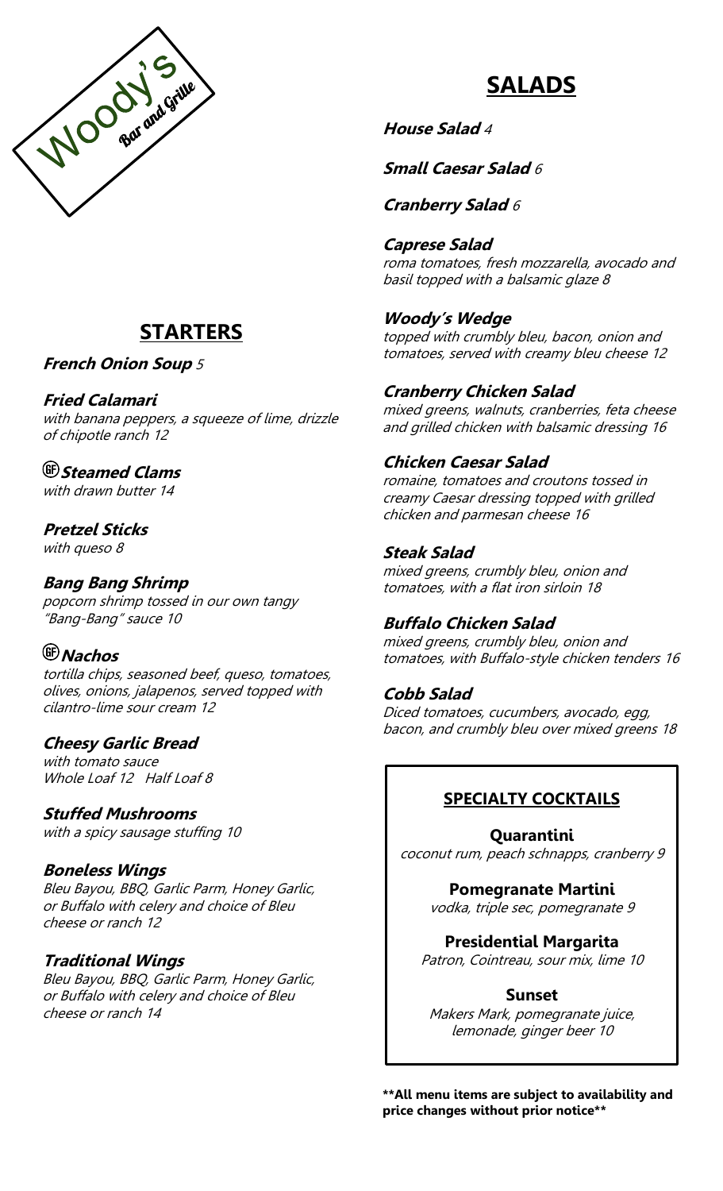Woody's Bar and Grille

## STARTERS

***French Onion Soup*** *5*

***Fried Calamari***
*with banana peppers, a squeeze of lime, drizzle of chipotle ranch 12*

(GF) ***Steamed Clams***
*with drawn butter 14*

***Pretzel Sticks***
*with queso 8*

***Bang Bang Shrimp***
*popcorn shrimp tossed in our own tangy "Bang-Bang" sauce 10*

(GF) ***Nachos***
*tortilla chips, seasoned beef, queso, tomatoes, olives, onions, jalapenos, served topped with cilantro-lime sour cream 12*

***Cheesy Garlic Bread***
*with tomato sauce*
*Whole Loaf 12 Half Loaf 8*

***Stuffed Mushrooms***
*with a spicy sausage stuffing 10*

***Boneless Wings***
*Bleu Bayou, BBQ, Garlic Parm, Honey Garlic, or Buffalo with celery and choice of Bleu cheese or ranch 12*

***Traditional Wings***
*Bleu Bayou, BBQ, Garlic Parm, Honey Garlic, or Buffalo with celery and choice of Bleu cheese or ranch 14*

## SALADS

***House Salad*** *4*

***Small Caesar Salad*** *6*

***Cranberry Salad*** *6*

***Caprese Salad***
*roma tomatoes, fresh mozzarella, avocado and basil topped with a balsamic glaze 8*

***Woody's Wedge***
*topped with crumbly bleu, bacon, onion and tomatoes, served with creamy bleu cheese 12*

***Cranberry Chicken Salad***
*mixed greens, walnuts, cranberries, feta cheese and grilled chicken with balsamic dressing 16*

***Chicken Caesar Salad***
*romaine, tomatoes and croutons tossed in creamy Caesar dressing topped with grilled chicken and parmesan cheese 16*

***Steak Salad***
*mixed greens, crumbly bleu, onion and tomatoes, with a flat iron sirloin 18*

***Buffalo Chicken Salad***
*mixed greens, crumbly bleu, onion and tomatoes, with Buffalo-style chicken tenders 16*

***Cobb Salad***
*Diced tomatoes, cucumbers, avocado, egg, bacon, and crumbly bleu over mixed greens 18*

### SPECIALTY COCKTAILS

**Quarantini**
*coconut rum, peach schnapps, cranberry 9*

**Pomegranate Martini**
*vodka, triple sec, pomegranate 9*

**Presidential Margarita**
*Patron, Cointreau, sour mix, lime 10*

**Sunset**
*Makers Mark, pomegranate juice, lemonade, ginger beer 10*

****All menu items are subject to availability and price changes without prior notice****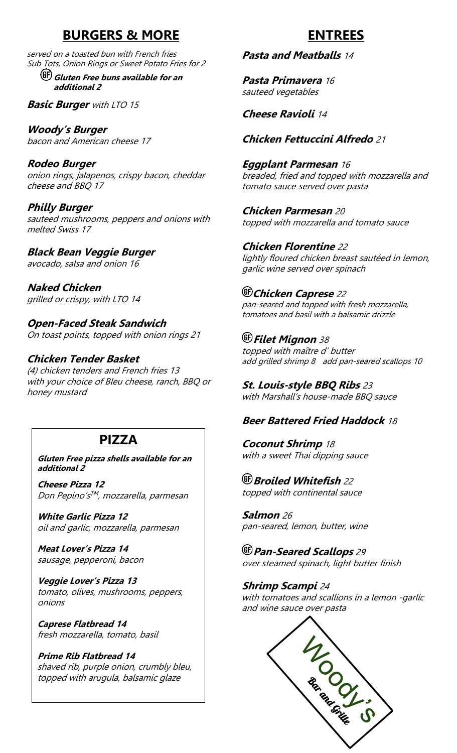## BURGERS & MORE

*served on a toasted bun with French fries*
*Sub Tots, Onion Rings or Sweet Potato Fries for 2*

**(GF) *Gluten Free buns available for an additional 2***

***Basic Burger*** *with LTO 15*

***Woody's Burger***
*bacon and American cheese 17*

***Rodeo Burger***
*onion rings, jalapenos, crispy bacon, cheddar cheese and BBQ 17*

***Philly Burger***
*sauteed mushrooms, peppers and onions with melted Swiss 17*

***Black Bean Veggie Burger***
*avocado, salsa and onion 16*

***Naked Chicken***
*grilled or crispy, with LTO 14*

***Open-Faced Steak Sandwich***
*On toast points, topped with onion rings 21*

***Chicken Tender Basket***
*(4) chicken tenders and French fries 13*
*with your choice of Bleu cheese, ranch, BBQ or honey mustard*

## PIZZA

***Gluten Free pizza shells available for an additional 2***

***Cheese Pizza 12***
*Don Pepino's™, mozzarella, parmesan*

***White Garlic Pizza 12***
*oil and garlic, mozzarella, parmesan*

***Meat Lover's Pizza 14***
*sausage, pepperoni, bacon*

***Veggie Lover's Pizza 13***
*tomato, olives, mushrooms, peppers, onions*

***Caprese Flatbread 14***
*fresh mozzarella, tomato, basil*

***Prime Rib Flatbread 14***
*shaved rib, purple onion, crumbly bleu, topped with arugula, balsamic glaze*

## ENTREES

***Pasta and Meatballs*** *14*

***Pasta Primavera*** *16*
*sauteed vegetables*

***Cheese Ravioli*** *14*

***Chicken Fettuccini Alfredo*** *21*

***Eggplant Parmesan*** *16*
*breaded, fried and topped with mozzarella and tomato sauce served over pasta*

***Chicken Parmesan*** *20*
*topped with mozzarella and tomato sauce*

***Chicken Florentine*** *22*
*lightly floured chicken breast sautéed in lemon, garlic wine served over spinach*

(GF) ***Chicken Caprese*** *22*
*pan-seared and topped with fresh mozzarella, tomatoes and basil with a balsamic drizzle*

(GF) ***Filet Mignon*** *38*
*topped with maître d' butter*
*add grilled shrimp 8 add pan-seared scallops 10*

***St. Louis-style BBQ Ribs*** *23*
*with Marshall's house-made BBQ sauce*

***Beer Battered Fried Haddock*** *18*

***Coconut Shrimp*** *18*
*with a sweet Thai dipping sauce*

(GF) ***Broiled Whitefish*** *22*
*topped with continental sauce*

***Salmon*** *26*
*pan-seared, lemon, butter, wine*

(GF) ***Pan-Seared Scallops*** *29*
*over steamed spinach, light butter finish*

***Shrimp Scampi*** *24*
*with tomatoes and scallions in a lemon -garlic and wine sauce over pasta*

Woody's
Bar and Grille